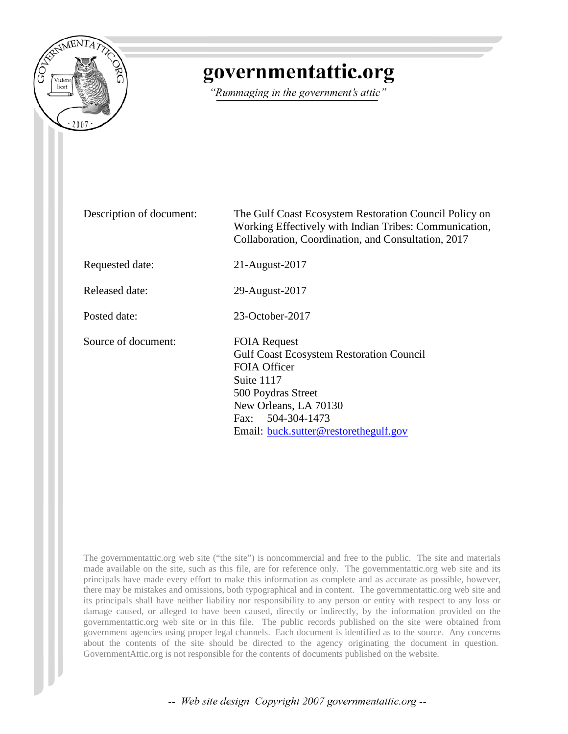# governmentattic.org

*"Rummaging in the government's attic"*

| | |
|---|---|
| Description of document: | The Gulf Coast Ecosystem Restoration Council Policy on Working Effectively with Indian Tribes: Communication, Collaboration, Coordination, and Consultation, 2017 |
| Requested date: | 21-August-2017 |
| Released date: | 29-August-2017 |
| Posted date: | 23-October-2017 |
| Source of document: | FOIA Request<br>Gulf Coast Ecosystem Restoration Council<br>FOIA Officer<br>Suite 1117<br>500 Poydras Street<br>New Orleans, LA 70130<br>Fax: 504-304-1473<br>Email: buck.sutter@restorethegulf.gov |

The governmentattic.org web site ("the site") is noncommercial and free to the public. The site and materials made available on the site, such as this file, are for reference only. The governmentattic.org web site and its principals have made every effort to make this information as complete and as accurate as possible, however, there may be mistakes and omissions, both typographical and in content. The governmentattic.org web site and its principals shall have neither liability nor responsibility to any person or entity with respect to any loss or damage caused, or alleged to have been caused, directly or indirectly, by the information provided on the governmentattic.org web site or in this file. The public records published on the site were obtained from government agencies using proper legal channels. Each document is identified as to the source. Any concerns about the contents of the site should be directed to the agency originating the document in question. GovernmentAttic.org is not responsible for the contents of documents published on the website.

-- Web site design Copyright 2007 governmentattic.org --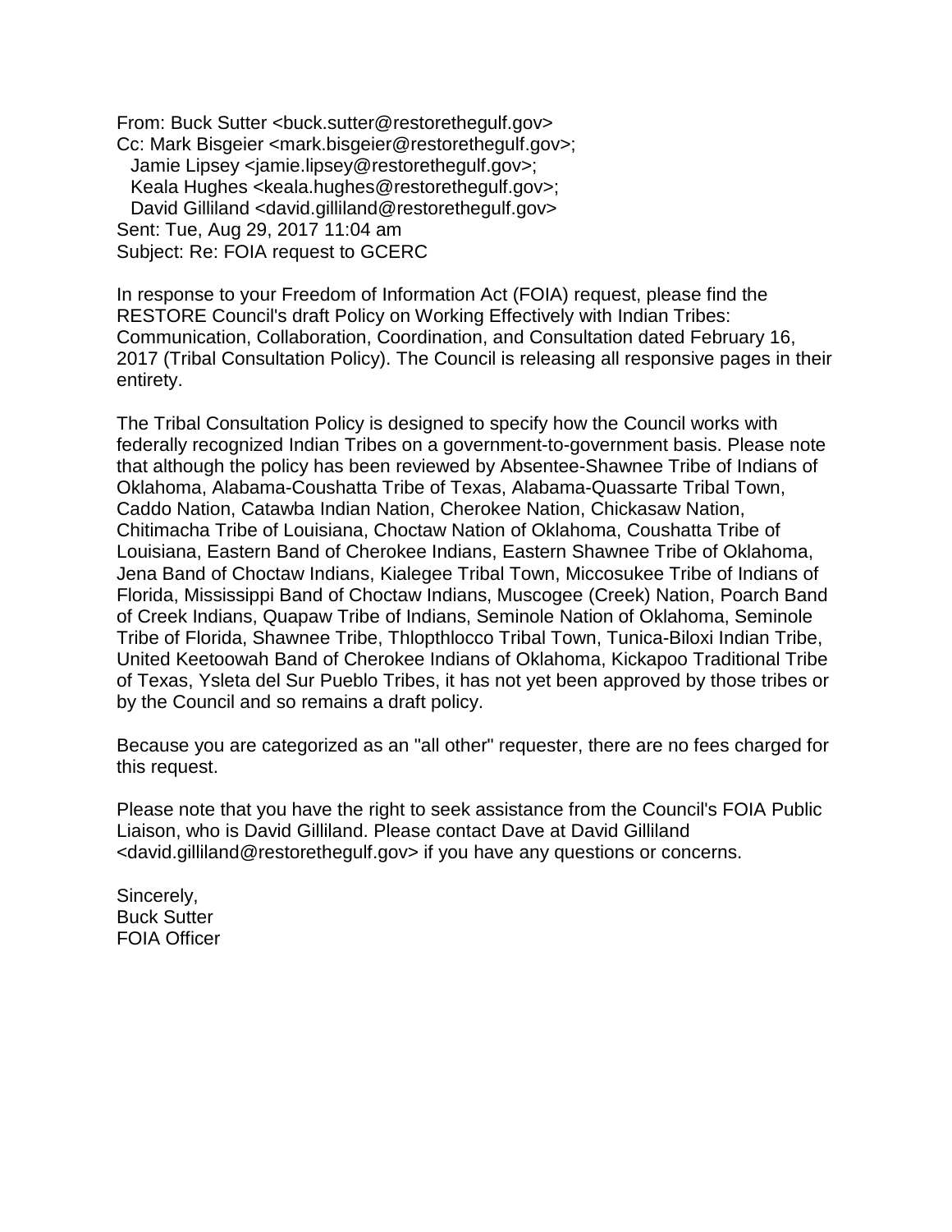From: Buck Sutter <buck.sutter@restorethegulf.gov>
Cc: Mark Bisgeier <mark.bisgeier@restorethegulf.gov>;
Jamie Lipsey <jamie.lipsey@restorethegulf.gov>;
Keala Hughes <keala.hughes@restorethegulf.gov>;
David Gilliland <david.gilliland@restorethegulf.gov>
Sent: Tue, Aug 29, 2017 11:04 am
Subject: Re: FOIA request to GCERC

In response to your Freedom of Information Act (FOIA) request, please find the RESTORE Council's draft Policy on Working Effectively with Indian Tribes: Communication, Collaboration, Coordination, and Consultation dated February 16, 2017 (Tribal Consultation Policy). The Council is releasing all responsive pages in their entirety.

The Tribal Consultation Policy is designed to specify how the Council works with federally recognized Indian Tribes on a government-to-government basis. Please note that although the policy has been reviewed by Absentee-Shawnee Tribe of Indians of Oklahoma, Alabama-Coushatta Tribe of Texas, Alabama-Quassarte Tribal Town, Caddo Nation, Catawba Indian Nation, Cherokee Nation, Chickasaw Nation, Chitimacha Tribe of Louisiana, Choctaw Nation of Oklahoma, Coushatta Tribe of Louisiana, Eastern Band of Cherokee Indians, Eastern Shawnee Tribe of Oklahoma, Jena Band of Choctaw Indians, Kialegee Tribal Town, Miccosukee Tribe of Indians of Florida, Mississippi Band of Choctaw Indians, Muscogee (Creek) Nation, Poarch Band of Creek Indians, Quapaw Tribe of Indians, Seminole Nation of Oklahoma, Seminole Tribe of Florida, Shawnee Tribe, Thlopthlocco Tribal Town, Tunica-Biloxi Indian Tribe, United Keetoowah Band of Cherokee Indians of Oklahoma, Kickapoo Traditional Tribe of Texas, Ysleta del Sur Pueblo Tribes, it has not yet been approved by those tribes or by the Council and so remains a draft policy.

Because you are categorized as an "all other" requester, there are no fees charged for this request.

Please note that you have the right to seek assistance from the Council's FOIA Public Liaison, who is David Gilliland. Please contact Dave at David Gilliland <david.gilliland@restorethegulf.gov> if you have any questions or concerns.

Sincerely,
Buck Sutter
FOIA Officer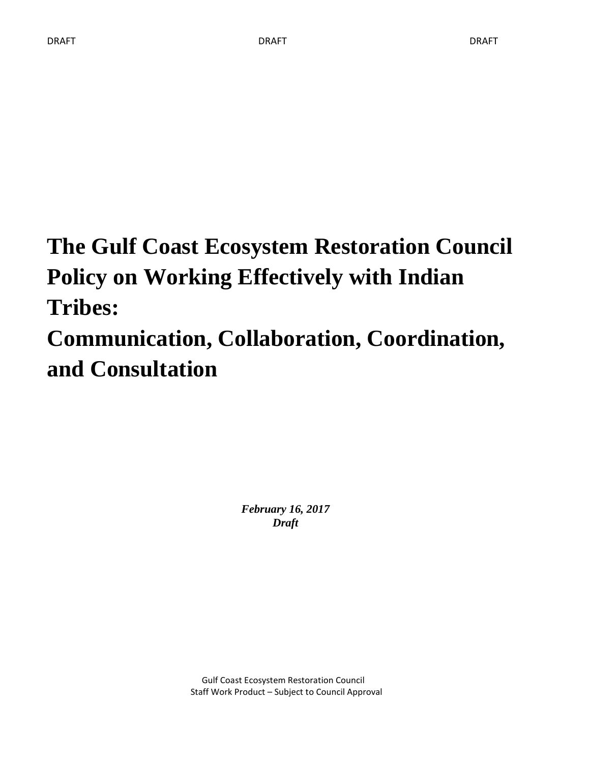# The Gulf Coast Ecosystem Restoration Council Policy on Working Effectively with Indian Tribes: Communication, Collaboration, Coordination, and Consultation

***February 16, 2017***
***Draft***

Gulf Coast Ecosystem Restoration Council
Staff Work Product – Subject to Council Approval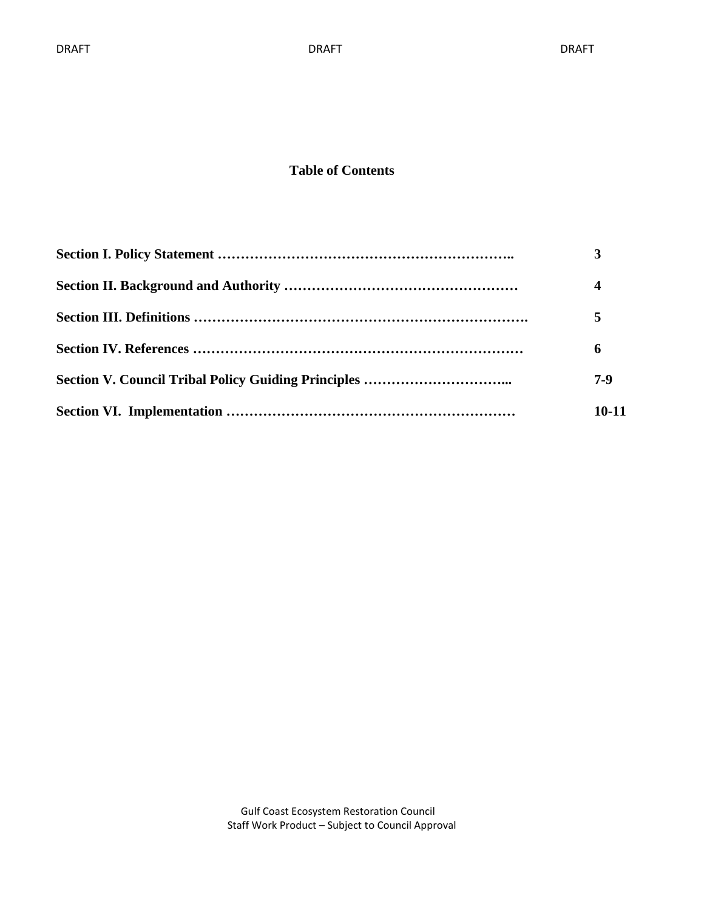# Table of Contents

| | |
|---|---|
| **Section I. Policy Statement ……………………………………………………..** | **3** |
| **Section II. Background and Authority ……………………………………………** | **4** |
| **Section III. Definitions …………………………………………………………….** | **5** |
| **Section IV. References ……………………………………………………………** | **6** |
| **Section V. Council Tribal Policy Guiding Principles …………………………...** | **7-9** |
| **Section VI. Implementation ……………………………………………………** | **10-11** |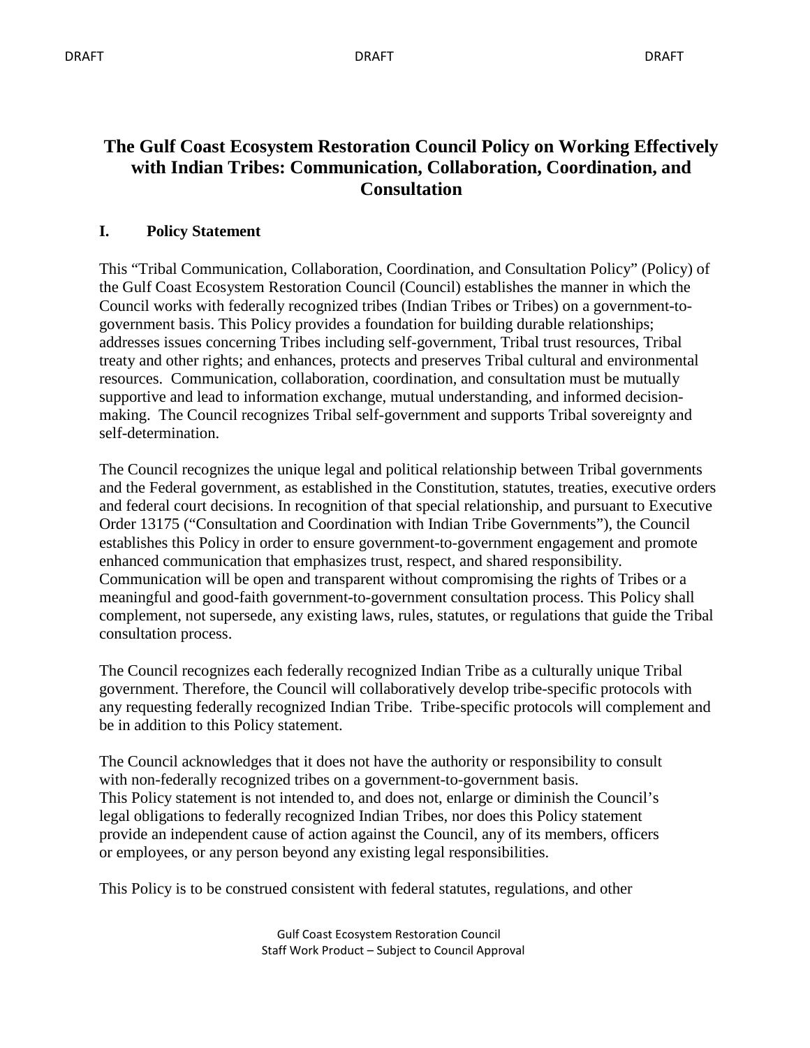# The Gulf Coast Ecosystem Restoration Council Policy on Working Effectively with Indian Tribes: Communication, Collaboration, Coordination, and Consultation

## I. Policy Statement

This "Tribal Communication, Collaboration, Coordination, and Consultation Policy" (Policy) of the Gulf Coast Ecosystem Restoration Council (Council) establishes the manner in which the Council works with federally recognized tribes (Indian Tribes or Tribes) on a government-to-government basis. This Policy provides a foundation for building durable relationships; addresses issues concerning Tribes including self-government, Tribal trust resources, Tribal treaty and other rights; and enhances, protects and preserves Tribal cultural and environmental resources. Communication, collaboration, coordination, and consultation must be mutually supportive and lead to information exchange, mutual understanding, and informed decision-making. The Council recognizes Tribal self-government and supports Tribal sovereignty and self-determination.

The Council recognizes the unique legal and political relationship between Tribal governments and the Federal government, as established in the Constitution, statutes, treaties, executive orders and federal court decisions. In recognition of that special relationship, and pursuant to Executive Order 13175 ("Consultation and Coordination with Indian Tribe Governments"), the Council establishes this Policy in order to ensure government-to-government engagement and promote enhanced communication that emphasizes trust, respect, and shared responsibility. Communication will be open and transparent without compromising the rights of Tribes or a meaningful and good-faith government-to-government consultation process. This Policy shall complement, not supersede, any existing laws, rules, statutes, or regulations that guide the Tribal consultation process.

The Council recognizes each federally recognized Indian Tribe as a culturally unique Tribal government. Therefore, the Council will collaboratively develop tribe-specific protocols with any requesting federally recognized Indian Tribe. Tribe-specific protocols will complement and be in addition to this Policy statement.

The Council acknowledges that it does not have the authority or responsibility to consult with non-federally recognized tribes on a government-to-government basis. This Policy statement is not intended to, and does not, enlarge or diminish the Council's legal obligations to federally recognized Indian Tribes, nor does this Policy statement provide an independent cause of action against the Council, any of its members, officers or employees, or any person beyond any existing legal responsibilities.

This Policy is to be construed consistent with federal statutes, regulations, and other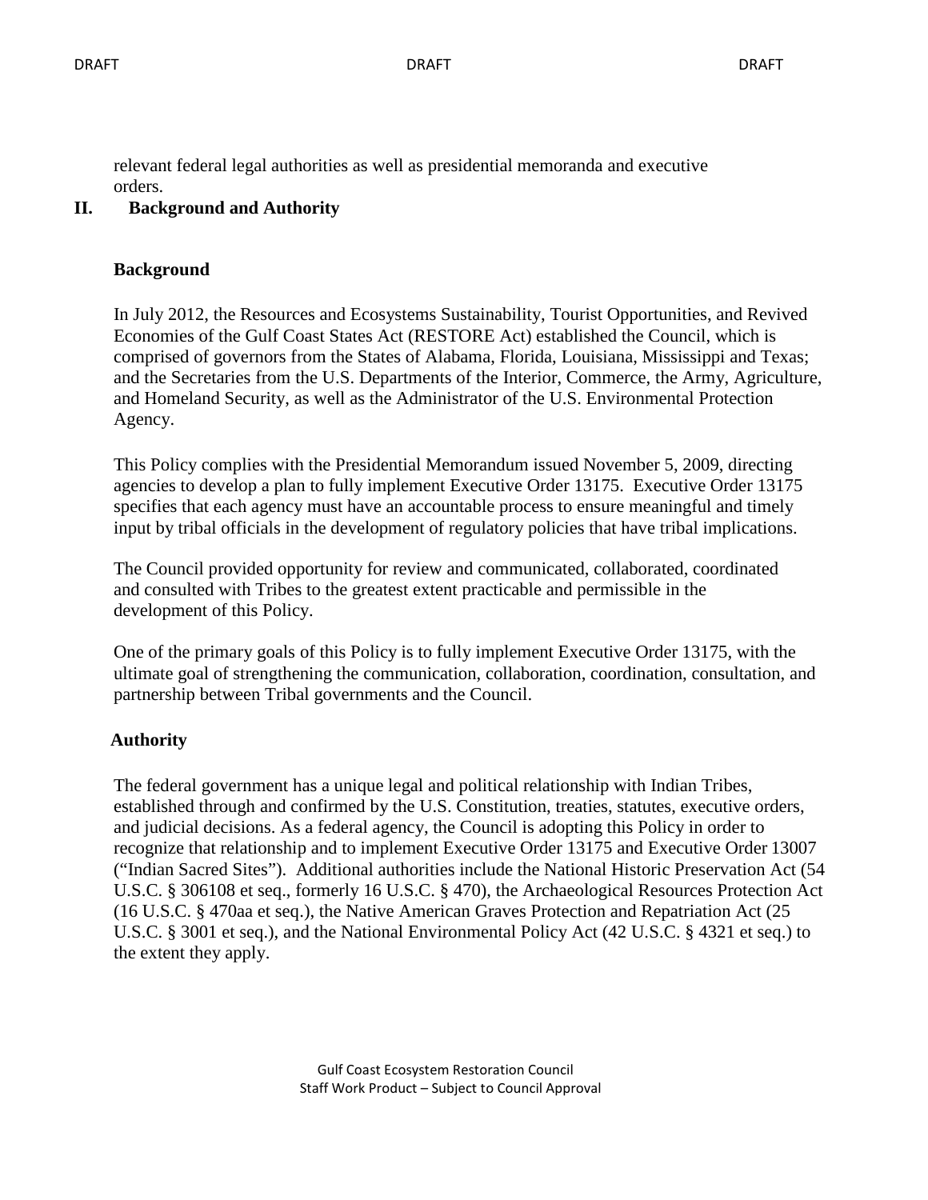relevant federal legal authorities as well as presidential memoranda and executive orders.

## II. Background and Authority

### Background

In July 2012, the Resources and Ecosystems Sustainability, Tourist Opportunities, and Revived Economies of the Gulf Coast States Act (RESTORE Act) established the Council, which is comprised of governors from the States of Alabama, Florida, Louisiana, Mississippi and Texas; and the Secretaries from the U.S. Departments of the Interior, Commerce, the Army, Agriculture, and Homeland Security, as well as the Administrator of the U.S. Environmental Protection Agency.

This Policy complies with the Presidential Memorandum issued November 5, 2009, directing agencies to develop a plan to fully implement Executive Order 13175. Executive Order 13175 specifies that each agency must have an accountable process to ensure meaningful and timely input by tribal officials in the development of regulatory policies that have tribal implications.

The Council provided opportunity for review and communicated, collaborated, coordinated and consulted with Tribes to the greatest extent practicable and permissible in the development of this Policy.

One of the primary goals of this Policy is to fully implement Executive Order 13175, with the ultimate goal of strengthening the communication, collaboration, coordination, consultation, and partnership between Tribal governments and the Council.

### Authority

The federal government has a unique legal and political relationship with Indian Tribes, established through and confirmed by the U.S. Constitution, treaties, statutes, executive orders, and judicial decisions. As a federal agency, the Council is adopting this Policy in order to recognize that relationship and to implement Executive Order 13175 and Executive Order 13007 ("Indian Sacred Sites"). Additional authorities include the National Historic Preservation Act (54 U.S.C. § 306108 et seq., formerly 16 U.S.C. § 470), the Archaeological Resources Protection Act (16 U.S.C. § 470aa et seq.), the Native American Graves Protection and Repatriation Act (25 U.S.C. § 3001 et seq.), and the National Environmental Policy Act (42 U.S.C. § 4321 et seq.) to the extent they apply.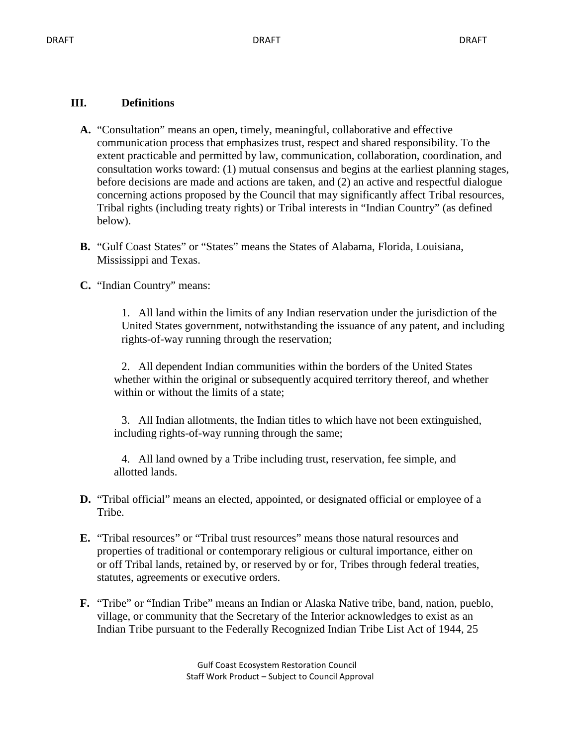## III. Definitions

**A.** "Consultation" means an open, timely, meaningful, collaborative and effective communication process that emphasizes trust, respect and shared responsibility. To the extent practicable and permitted by law, communication, collaboration, coordination, and consultation works toward: (1) mutual consensus and begins at the earliest planning stages, before decisions are made and actions are taken, and (2) an active and respectful dialogue concerning actions proposed by the Council that may significantly affect Tribal resources, Tribal rights (including treaty rights) or Tribal interests in "Indian Country" (as defined below).

**B.** "Gulf Coast States" or "States" means the States of Alabama, Florida, Louisiana, Mississippi and Texas.

**C.** "Indian Country" means:

1. All land within the limits of any Indian reservation under the jurisdiction of the United States government, notwithstanding the issuance of any patent, and including rights-of-way running through the reservation;

2. All dependent Indian communities within the borders of the United States whether within the original or subsequently acquired territory thereof, and whether within or without the limits of a state;

3. All Indian allotments, the Indian titles to which have not been extinguished, including rights-of-way running through the same;

4. All land owned by a Tribe including trust, reservation, fee simple, and allotted lands.

**D.** "Tribal official" means an elected, appointed, or designated official or employee of a Tribe.

**E.** "Tribal resources" or "Tribal trust resources" means those natural resources and properties of traditional or contemporary religious or cultural importance, either on or off Tribal lands, retained by, or reserved by or for, Tribes through federal treaties, statutes, agreements or executive orders.

**F.** "Tribe" or "Indian Tribe" means an Indian or Alaska Native tribe, band, nation, pueblo, village, or community that the Secretary of the Interior acknowledges to exist as an Indian Tribe pursuant to the Federally Recognized Indian Tribe List Act of 1944, 25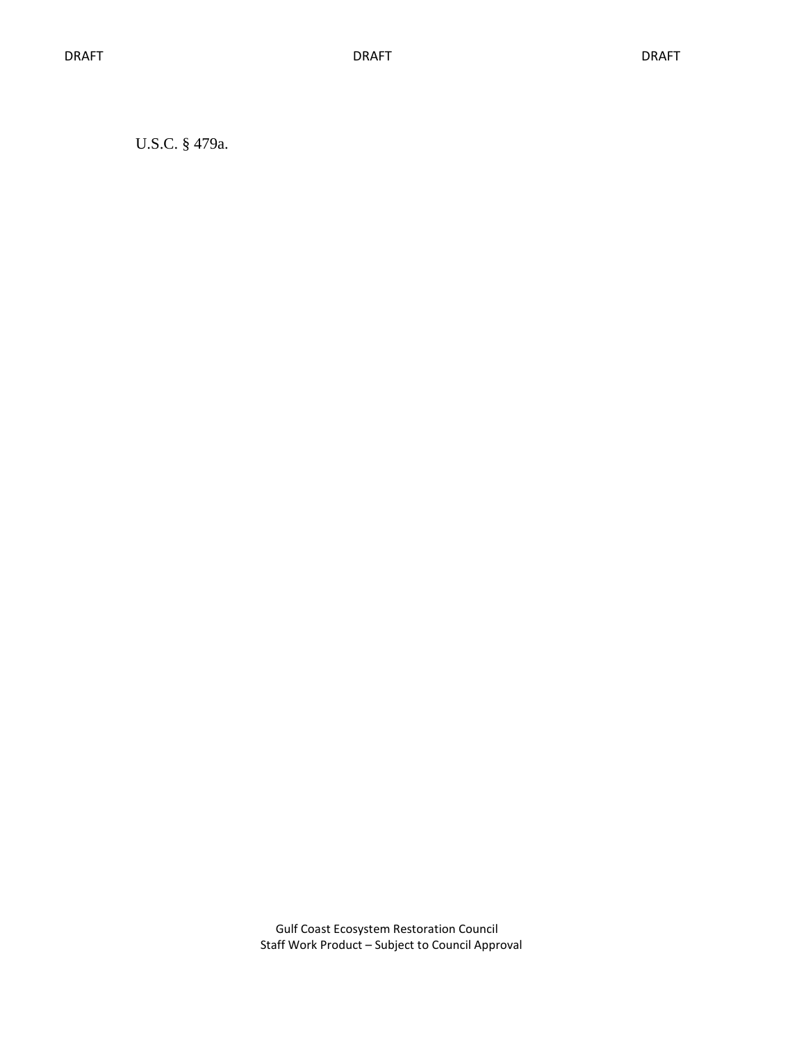U.S.C. § 479a.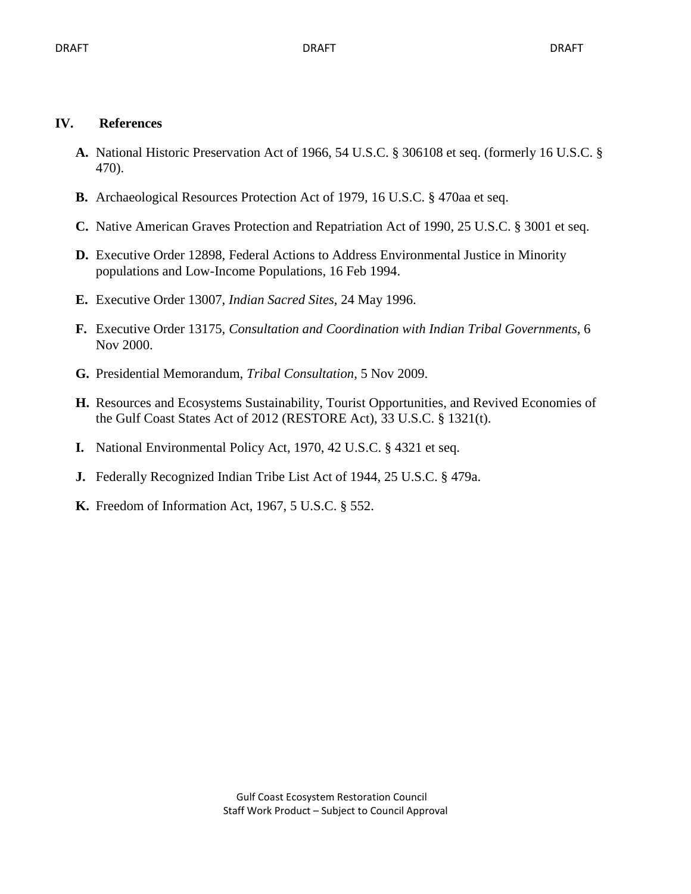## IV. References

**A.** National Historic Preservation Act of 1966, 54 U.S.C. § 306108 et seq. (formerly 16 U.S.C. § 470).

**B.** Archaeological Resources Protection Act of 1979, 16 U.S.C. § 470aa et seq.

**C.** Native American Graves Protection and Repatriation Act of 1990, 25 U.S.C. § 3001 et seq.

**D.** Executive Order 12898, Federal Actions to Address Environmental Justice in Minority populations and Low-Income Populations, 16 Feb 1994.

**E.** Executive Order 13007, *Indian Sacred Sites*, 24 May 1996.

**F.** Executive Order 13175, *Consultation and Coordination with Indian Tribal Governments*, 6 Nov 2000.

**G.** Presidential Memorandum, *Tribal Consultation*, 5 Nov 2009.

**H.** Resources and Ecosystems Sustainability, Tourist Opportunities, and Revived Economies of the Gulf Coast States Act of 2012 (RESTORE Act), 33 U.S.C. § 1321(t).

**I.** National Environmental Policy Act, 1970, 42 U.S.C. § 4321 et seq.

**J.** Federally Recognized Indian Tribe List Act of 1944, 25 U.S.C. § 479a.

**K.** Freedom of Information Act, 1967, 5 U.S.C. § 552.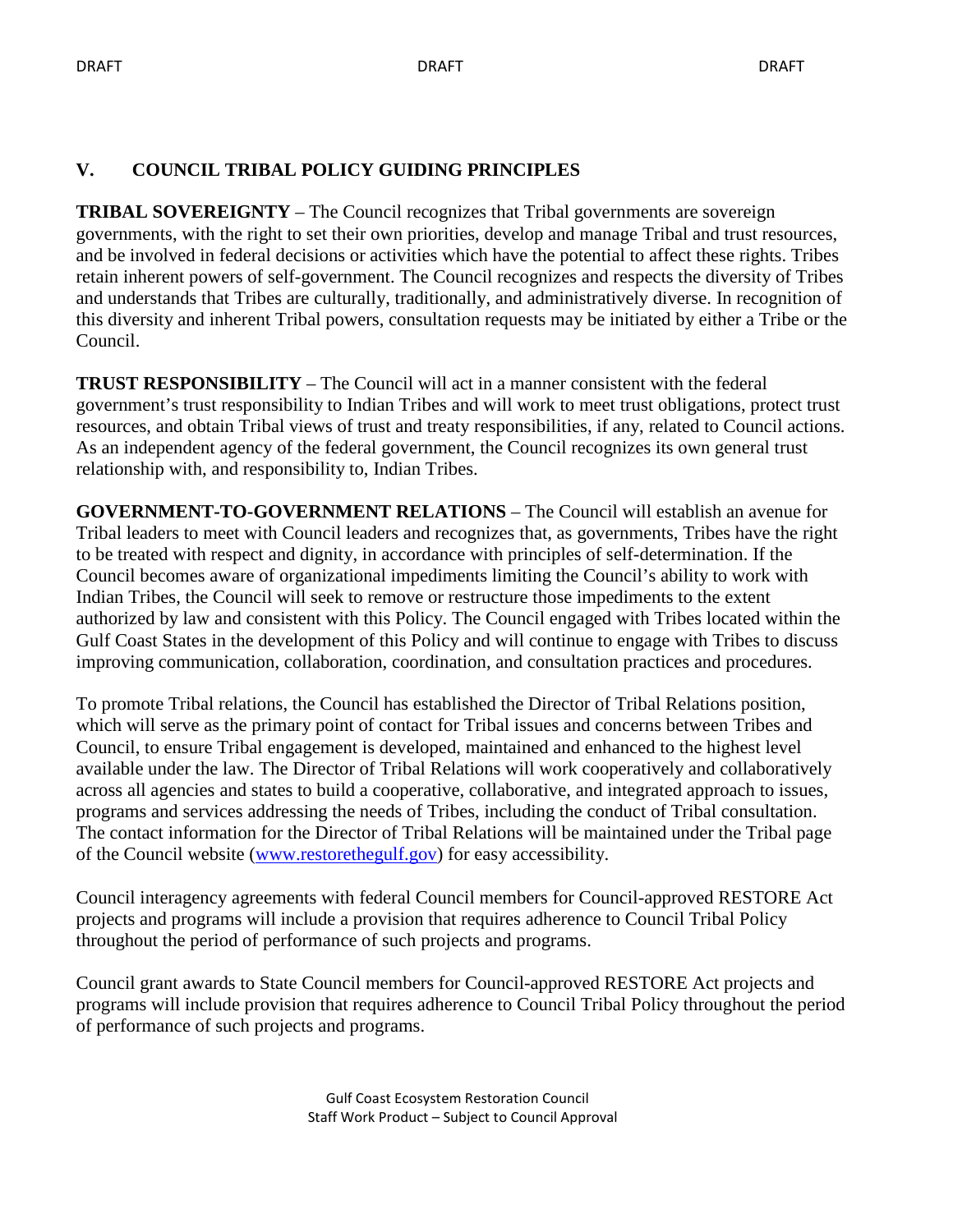## V. COUNCIL TRIBAL POLICY GUIDING PRINCIPLES

**TRIBAL SOVEREIGNTY** – The Council recognizes that Tribal governments are sovereign governments, with the right to set their own priorities, develop and manage Tribal and trust resources, and be involved in federal decisions or activities which have the potential to affect these rights. Tribes retain inherent powers of self-government. The Council recognizes and respects the diversity of Tribes and understands that Tribes are culturally, traditionally, and administratively diverse. In recognition of this diversity and inherent Tribal powers, consultation requests may be initiated by either a Tribe or the Council.

**TRUST RESPONSIBILITY** – The Council will act in a manner consistent with the federal government's trust responsibility to Indian Tribes and will work to meet trust obligations, protect trust resources, and obtain Tribal views of trust and treaty responsibilities, if any, related to Council actions. As an independent agency of the federal government, the Council recognizes its own general trust relationship with, and responsibility to, Indian Tribes.

**GOVERNMENT-TO-GOVERNMENT RELATIONS** – The Council will establish an avenue for Tribal leaders to meet with Council leaders and recognizes that, as governments, Tribes have the right to be treated with respect and dignity, in accordance with principles of self-determination. If the Council becomes aware of organizational impediments limiting the Council's ability to work with Indian Tribes, the Council will seek to remove or restructure those impediments to the extent authorized by law and consistent with this Policy. The Council engaged with Tribes located within the Gulf Coast States in the development of this Policy and will continue to engage with Tribes to discuss improving communication, collaboration, coordination, and consultation practices and procedures.

To promote Tribal relations, the Council has established the Director of Tribal Relations position, which will serve as the primary point of contact for Tribal issues and concerns between Tribes and Council, to ensure Tribal engagement is developed, maintained and enhanced to the highest level available under the law. The Director of Tribal Relations will work cooperatively and collaboratively across all agencies and states to build a cooperative, collaborative, and integrated approach to issues, programs and services addressing the needs of Tribes, including the conduct of Tribal consultation. The contact information for the Director of Tribal Relations will be maintained under the Tribal page of the Council website (www.restorethegulf.gov) for easy accessibility.

Council interagency agreements with federal Council members for Council-approved RESTORE Act projects and programs will include a provision that requires adherence to Council Tribal Policy throughout the period of performance of such projects and programs.

Council grant awards to State Council members for Council-approved RESTORE Act projects and programs will include provision that requires adherence to Council Tribal Policy throughout the period of performance of such projects and programs.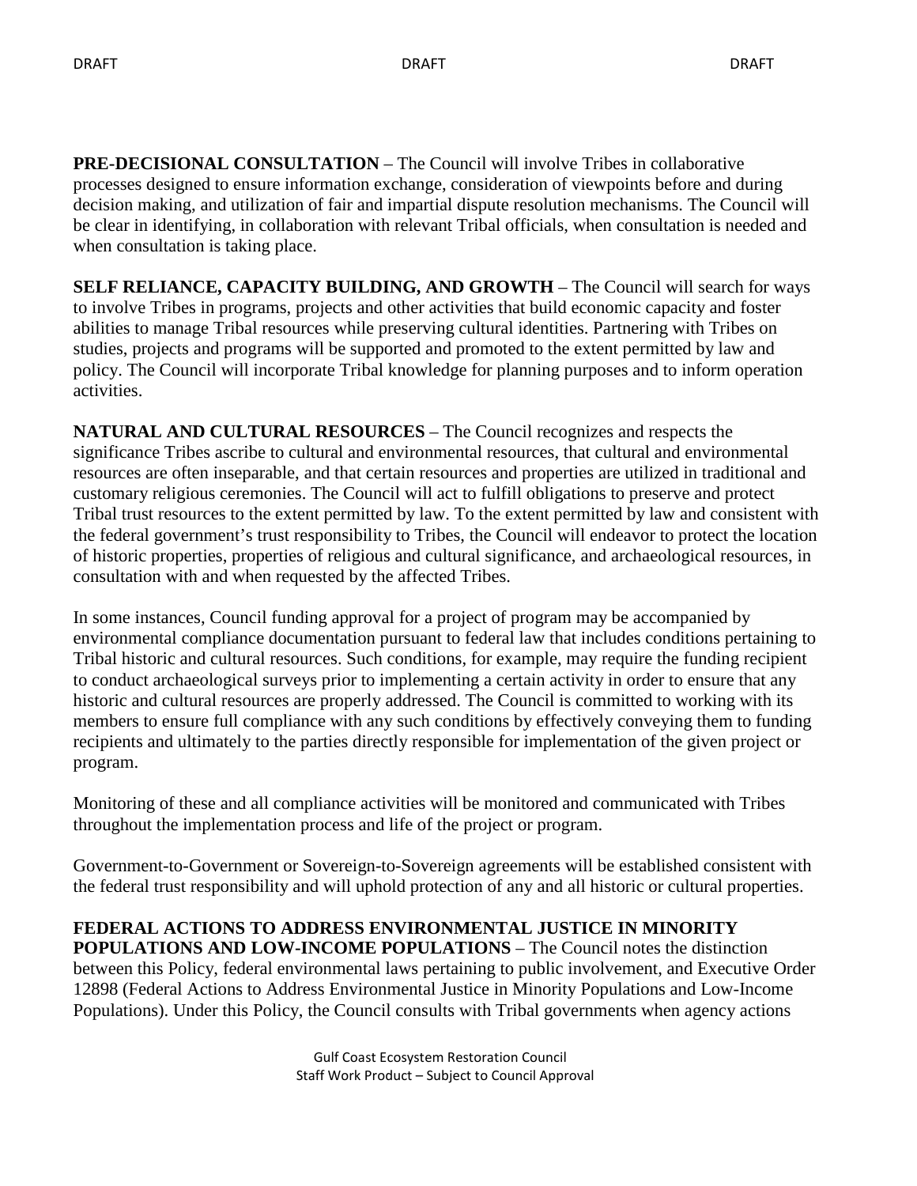**PRE-DECISIONAL CONSULTATION** – The Council will involve Tribes in collaborative processes designed to ensure information exchange, consideration of viewpoints before and during decision making, and utilization of fair and impartial dispute resolution mechanisms. The Council will be clear in identifying, in collaboration with relevant Tribal officials, when consultation is needed and when consultation is taking place.

**SELF RELIANCE, CAPACITY BUILDING, AND GROWTH** – The Council will search for ways to involve Tribes in programs, projects and other activities that build economic capacity and foster abilities to manage Tribal resources while preserving cultural identities. Partnering with Tribes on studies, projects and programs will be supported and promoted to the extent permitted by law and policy. The Council will incorporate Tribal knowledge for planning purposes and to inform operation activities.

**NATURAL AND CULTURAL RESOURCES** – The Council recognizes and respects the significance Tribes ascribe to cultural and environmental resources, that cultural and environmental resources are often inseparable, and that certain resources and properties are utilized in traditional and customary religious ceremonies. The Council will act to fulfill obligations to preserve and protect Tribal trust resources to the extent permitted by law. To the extent permitted by law and consistent with the federal government's trust responsibility to Tribes, the Council will endeavor to protect the location of historic properties, properties of religious and cultural significance, and archaeological resources, in consultation with and when requested by the affected Tribes.

In some instances, Council funding approval for a project of program may be accompanied by environmental compliance documentation pursuant to federal law that includes conditions pertaining to Tribal historic and cultural resources. Such conditions, for example, may require the funding recipient to conduct archaeological surveys prior to implementing a certain activity in order to ensure that any historic and cultural resources are properly addressed. The Council is committed to working with its members to ensure full compliance with any such conditions by effectively conveying them to funding recipients and ultimately to the parties directly responsible for implementation of the given project or program.

Monitoring of these and all compliance activities will be monitored and communicated with Tribes throughout the implementation process and life of the project or program.

Government-to-Government or Sovereign-to-Sovereign agreements will be established consistent with the federal trust responsibility and will uphold protection of any and all historic or cultural properties.

**FEDERAL ACTIONS TO ADDRESS ENVIRONMENTAL JUSTICE IN MINORITY POPULATIONS AND LOW-INCOME POPULATIONS** – The Council notes the distinction between this Policy, federal environmental laws pertaining to public involvement, and Executive Order 12898 (Federal Actions to Address Environmental Justice in Minority Populations and Low-Income Populations). Under this Policy, the Council consults with Tribal governments when agency actions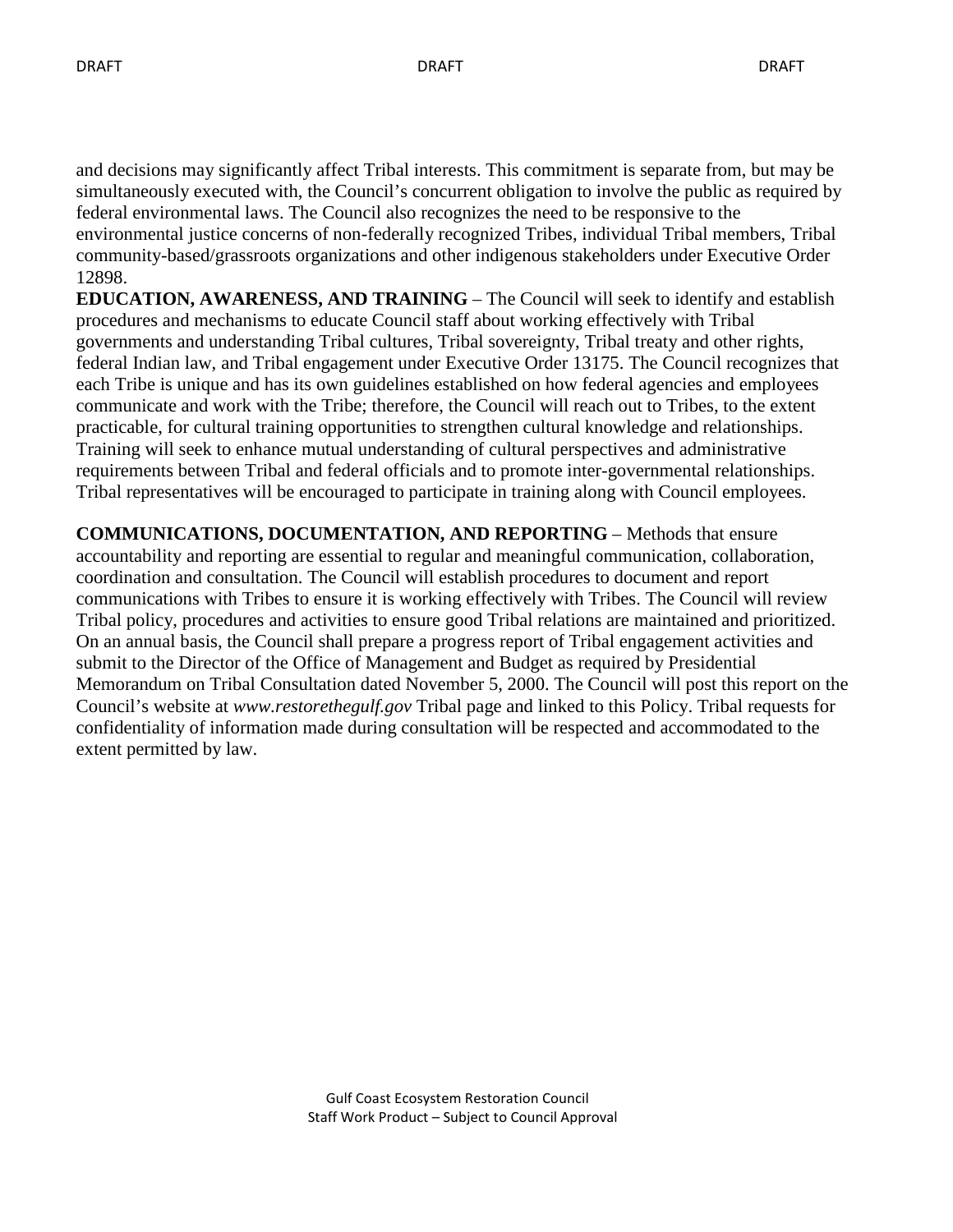and decisions may significantly affect Tribal interests. This commitment is separate from, but may be simultaneously executed with, the Council's concurrent obligation to involve the public as required by federal environmental laws. The Council also recognizes the need to be responsive to the environmental justice concerns of non-federally recognized Tribes, individual Tribal members, Tribal community-based/grassroots organizations and other indigenous stakeholders under Executive Order 12898.

**EDUCATION, AWARENESS, AND TRAINING** – The Council will seek to identify and establish procedures and mechanisms to educate Council staff about working effectively with Tribal governments and understanding Tribal cultures, Tribal sovereignty, Tribal treaty and other rights, federal Indian law, and Tribal engagement under Executive Order 13175. The Council recognizes that each Tribe is unique and has its own guidelines established on how federal agencies and employees communicate and work with the Tribe; therefore, the Council will reach out to Tribes, to the extent practicable, for cultural training opportunities to strengthen cultural knowledge and relationships. Training will seek to enhance mutual understanding of cultural perspectives and administrative requirements between Tribal and federal officials and to promote inter-governmental relationships. Tribal representatives will be encouraged to participate in training along with Council employees.

**COMMUNICATIONS, DOCUMENTATION, AND REPORTING** – Methods that ensure accountability and reporting are essential to regular and meaningful communication, collaboration, coordination and consultation. The Council will establish procedures to document and report communications with Tribes to ensure it is working effectively with Tribes. The Council will review Tribal policy, procedures and activities to ensure good Tribal relations are maintained and prioritized. On an annual basis, the Council shall prepare a progress report of Tribal engagement activities and submit to the Director of the Office of Management and Budget as required by Presidential Memorandum on Tribal Consultation dated November 5, 2000. The Council will post this report on the Council's website at *www.restorethegulf.gov* Tribal page and linked to this Policy. Tribal requests for confidentiality of information made during consultation will be respected and accommodated to the extent permitted by law.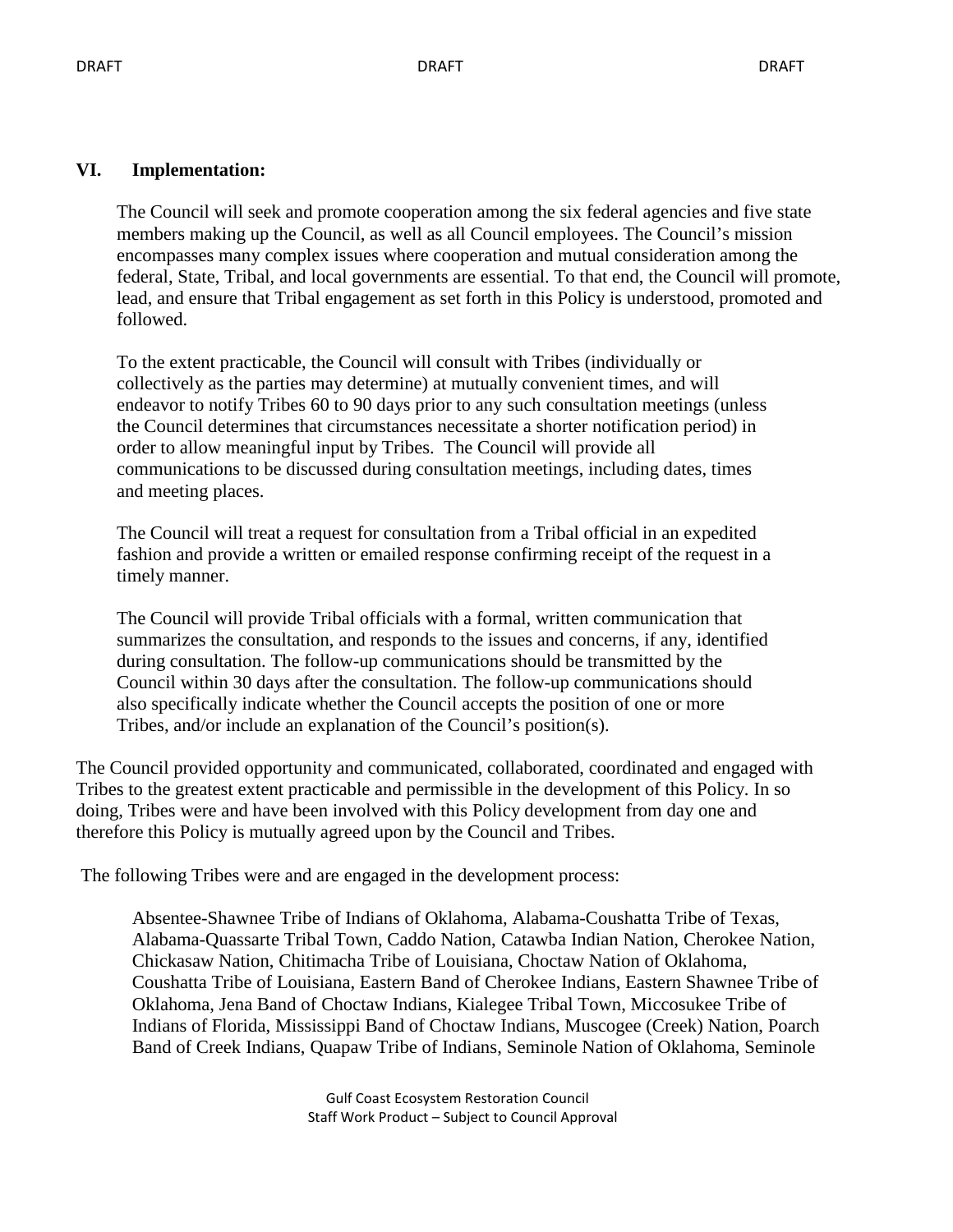## VI. Implementation:

The Council will seek and promote cooperation among the six federal agencies and five state members making up the Council, as well as all Council employees. The Council's mission encompasses many complex issues where cooperation and mutual consideration among the federal, State, Tribal, and local governments are essential. To that end, the Council will promote, lead, and ensure that Tribal engagement as set forth in this Policy is understood, promoted and followed.

To the extent practicable, the Council will consult with Tribes (individually or collectively as the parties may determine) at mutually convenient times, and will endeavor to notify Tribes 60 to 90 days prior to any such consultation meetings (unless the Council determines that circumstances necessitate a shorter notification period) in order to allow meaningful input by Tribes. The Council will provide all communications to be discussed during consultation meetings, including dates, times and meeting places.

The Council will treat a request for consultation from a Tribal official in an expedited fashion and provide a written or emailed response confirming receipt of the request in a timely manner.

The Council will provide Tribal officials with a formal, written communication that summarizes the consultation, and responds to the issues and concerns, if any, identified during consultation. The follow-up communications should be transmitted by the Council within 30 days after the consultation. The follow-up communications should also specifically indicate whether the Council accepts the position of one or more Tribes, and/or include an explanation of the Council's position(s).

The Council provided opportunity and communicated, collaborated, coordinated and engaged with Tribes to the greatest extent practicable and permissible in the development of this Policy. In so doing, Tribes were and have been involved with this Policy development from day one and therefore this Policy is mutually agreed upon by the Council and Tribes.

The following Tribes were and are engaged in the development process:

Absentee-Shawnee Tribe of Indians of Oklahoma, Alabama-Coushatta Tribe of Texas, Alabama-Quassarte Tribal Town, Caddo Nation, Catawba Indian Nation, Cherokee Nation, Chickasaw Nation, Chitimacha Tribe of Louisiana, Choctaw Nation of Oklahoma, Coushatta Tribe of Louisiana, Eastern Band of Cherokee Indians, Eastern Shawnee Tribe of Oklahoma, Jena Band of Choctaw Indians, Kialegee Tribal Town, Miccosukee Tribe of Indians of Florida, Mississippi Band of Choctaw Indians, Muscogee (Creek) Nation, Poarch Band of Creek Indians, Quapaw Tribe of Indians, Seminole Nation of Oklahoma, Seminole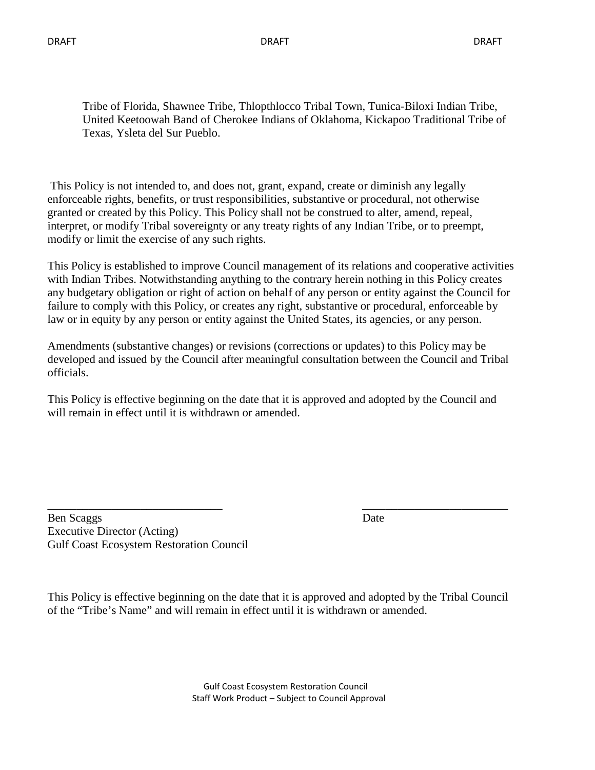Tribe of Florida, Shawnee Tribe, Thlopthlocco Tribal Town, Tunica-Biloxi Indian Tribe, United Keetoowah Band of Cherokee Indians of Oklahoma, Kickapoo Traditional Tribe of Texas, Ysleta del Sur Pueblo.

This Policy is not intended to, and does not, grant, expand, create or diminish any legally enforceable rights, benefits, or trust responsibilities, substantive or procedural, not otherwise granted or created by this Policy. This Policy shall not be construed to alter, amend, repeal, interpret, or modify Tribal sovereignty or any treaty rights of any Indian Tribe, or to preempt, modify or limit the exercise of any such rights.

This Policy is established to improve Council management of its relations and cooperative activities with Indian Tribes. Notwithstanding anything to the contrary herein nothing in this Policy creates any budgetary obligation or right of action on behalf of any person or entity against the Council for failure to comply with this Policy, or creates any right, substantive or procedural, enforceable by law or in equity by any person or entity against the United States, its agencies, or any person.

Amendments (substantive changes) or revisions (corrections or updates) to this Policy may be developed and issued by the Council after meaningful consultation between the Council and Tribal officials.

This Policy is effective beginning on the date that it is approved and adopted by the Council and will remain in effect until it is withdrawn or amended.

______________________________ &nbsp;&nbsp;&nbsp;&nbsp;&nbsp;&nbsp;&nbsp;&nbsp;&nbsp;&nbsp;&nbsp;&nbsp; _________________________

Ben Scaggs &nbsp;&nbsp;&nbsp;&nbsp;&nbsp;&nbsp;&nbsp;&nbsp;&nbsp;&nbsp;&nbsp;&nbsp; Date
Executive Director (Acting)
Gulf Coast Ecosystem Restoration Council

This Policy is effective beginning on the date that it is approved and adopted by the Tribal Council of the "Tribe's Name" and will remain in effect until it is withdrawn or amended.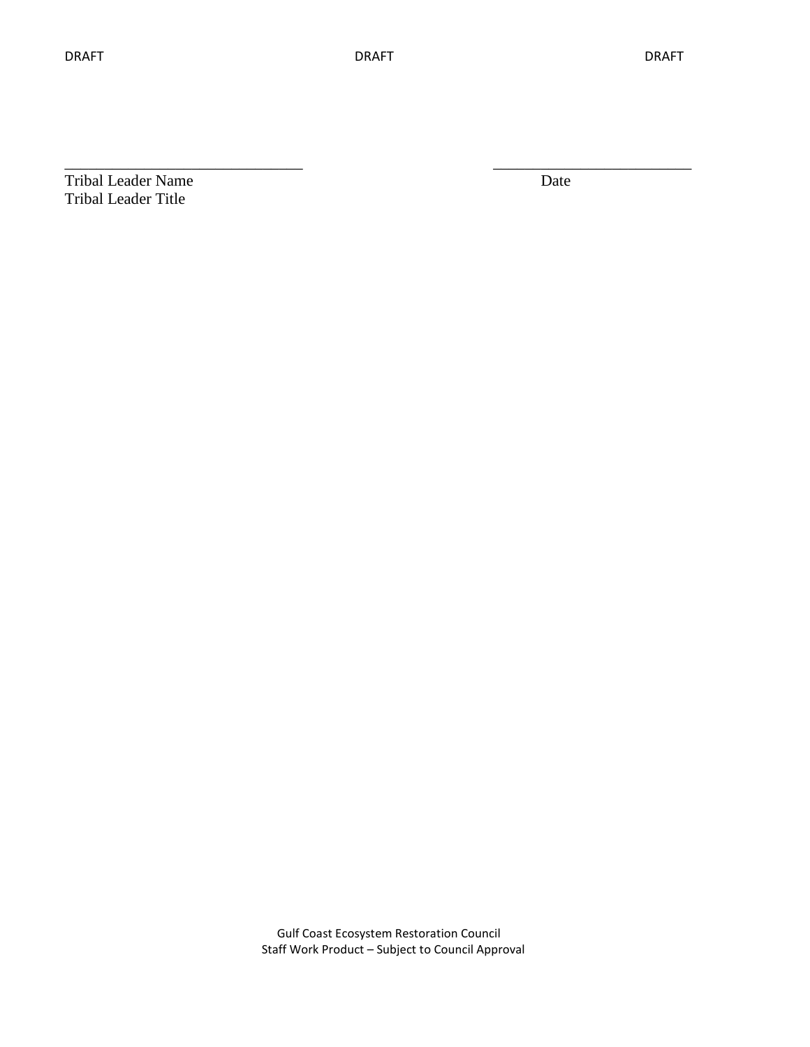\_\_\_\_\_\_\_\_\_\_\_\_\_\_\_\_\_\_\_\_\_\_\_\_\_\_\_\_\_\_\_ \_\_\_\_\_\_\_\_\_\_\_\_\_\_\_\_\_\_\_\_\_\_\_\_\_\_

Tribal Leader Name Date

Tribal Leader Title